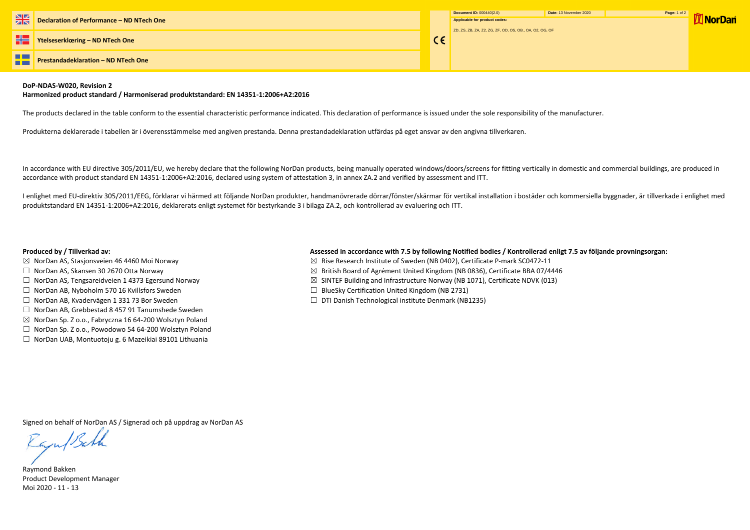**Declaration of Performance – ND NTech One**

**Ytelseserklæring – ND NTech One**

**Prestandadeklaration – ND NTech One**

CE

**Document ID:** 000440(2.0) **Date:** 13 November 2020

**Applicable for product codes:**

ZD, ZS, ZB, ZA, Z2, ZG, ZF, OD, OS, OB, OA, O2, OG, OF

NorDan

**DoP-NDAS-W020, Revision 2**
**Harmonized product standard / Harmoniserad produktstandard: EN 14351-1:2006+A2:2016**

The products declared in the table conform to the essential characteristic performance indicated. This declaration of performance is issued under the sole responsibility of the manufacturer.

Produkterna deklarerade i tabellen är i överensstämmelse med angiven prestanda. Denna prestandadeklaration utfärdas på eget ansvar av den angivna tillverkaren.

In accordance with EU directive 305/2011/EU, we hereby declare that the following NorDan products, being manually operated windows/doors/screens for fitting vertically in domestic and commercial buildings, are produced in accordance with product standard EN 14351-1:2006+A2:2016, declared using system of attestation 3, in annex ZA.2 and verified by assessment and ITT.

I enlighet med EU-direktiv 305/2011/EEG, förklarar vi härmed att följande NorDan produkter, handmanövrerade dörrar/fönster/skärmar för vertikal installation i bostäder och kommersiella byggnader, är tillverkade i enlighet med produktstandard EN 14351-1:2006+A2:2016, deklarerats enligt systemet för bestyrkande 3 i bilaga ZA.2, och kontrollerad av evaluering och ITT.

**Produced by / Tillverkad av:**

- ☒ NorDan AS, Stasjonsveien 46 4460 Moi Norway
- ☐ NorDan AS, Skansen 30 2670 Otta Norway
- ☐ NorDan AS, Tengsareidveien 1 4373 Egersund Norway
- ☐ NorDan AB, Nyboholm 570 16 Kvillsfors Sweden
- ☐ NorDan AB, Kvadervägen 1 331 73 Bor Sweden
- ☐ NorDan AB, Grebbestad 8 457 91 Tanumshede Sweden
- ☒ NorDan Sp. Z o.o., Fabryczna 16 64-200 Wolsztyn Poland
- ☐ NorDan Sp. Z o.o., Powodowo 54 64-200 Wolsztyn Poland
- ☐ NorDan UAB, Montuotoju g. 6 Mazeikiai 89101 Lithuania

**Assessed in accordance with 7.5 by following Notified bodies / Kontrollerad enligt 7.5 av följande provningsorgan:**

- ☒ Rise Research Institute of Sweden (NB 0402), Certificate P-mark SC0472-11
- ☒ British Board of Agrément United Kingdom (NB 0836), Certificate BBA 07/4446
- ☒ SINTEF Building and Infrastructure Norway (NB 1071), Certificate NDVK (013)
- ☐ BlueSky Certification United Kingdom (NB 2731)
- ☐ DTI Danish Technological institute Denmark (NB1235)

Signed on behalf of NorDan AS / Signerad och på uppdrag av NorDan AS

Raymond Bakken
Product Development Manager
Moi 2020 - 11 - 13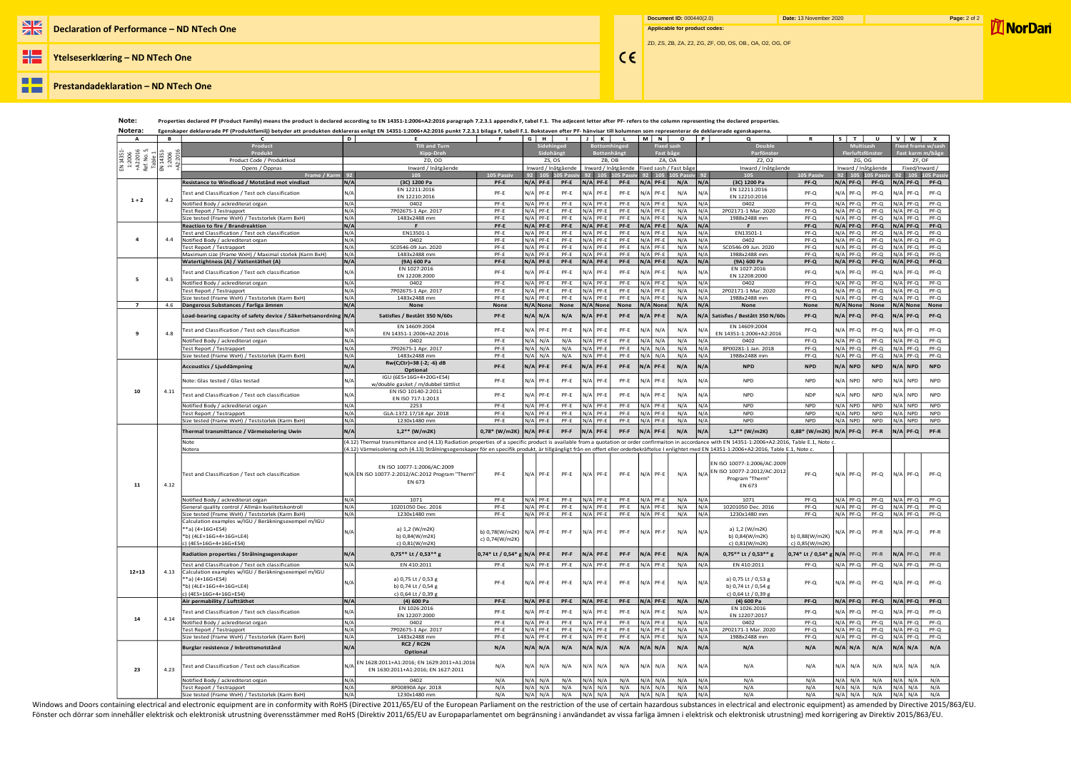| A | B | C | D | E | F | G | H | I | J | K | L | M | N | O | P | Q | R | S | T | U | V | W | X |
|---|---|---|---|---|---|---|---|---|---|---|---|---|---|---|---|---|---|---|---|---|---|---|---|
| EN 14351-1:2006 +A2:2016 Ref. No. 5, Table 1 | EN 14351-1:2006 +A2:2016 | Product / Produkt | | Tilt and Turn / Kipp-Dreh | | Sidehinged / Sidohängt | | | Bottomhinged / Bottenhängt | | | Fixed sash / Fast båge | | | | Double / Parfönster | | Multisash / Flerluftsfönster | | | Fixed frame w/sash / Fast karm m/båge | | |
| | | Product Code / Produktkod | | ZD, OD | | ZS, OS | | | ZB, OB | | | ZA, OA | | | | Z2, O2 | | ZG, OG | | | ZF, OF | | |
| | | Opens / Öppnas | | Inward / Inåtgående | | Inward / Inåtgående | | | Inward / Inåtgående | | | Fixed sash / Fast båge | | | | Inward / Inåtgående | | Inward / Inåtgående | | | Fixed/Inward / | | |
| | | Frame / Karm | 92 | 105 | 105 Passiv | 92 | 105 | 105 Passiv | 92 | 105 | 105 Passiv | 92 | 105 | 105 Passiv | 92 | 105 | 105 Passiv | 92 | 105 | 105 Passiv | 92 | 105 | 105 Passiv |
| 1 + 2 | 4.2 | **Resistance to Windload / Motstånd mot vindlast** | N/A | (3C) 1200 Pa | PF-E | N/A | PF-E | PF-E | N/A | PF-E | PF-E | N/A | PF-E | N/A | N/A | (3C) 1200 Pa | PF-Q | N/A | PF-Q | PF-Q | N/A | PF-Q | PF-Q |
| | | Test and Classification / Test och classification | N/A | EN 12211:2016 EN 12210:2016 | PF-E | N/A | PF-E | PF-E | N/A | PF-E | PF-E | N/A | PF-E | N/A | N/A | EN 12211:2016 EN 12210:2016 | PF-Q | N/A | PF-Q | PF-Q | N/A | PF-Q | PF-Q |
| | | Notified Body / ackrediterat organ | N/A | 0402 | PF-E | N/A | PF-E | PF-E | N/A | PF-E | PF-E | N/A | PF-E | N/A | N/A | 0402 | PF-Q | N/A | PF-Q | PF-Q | N/A | PF-Q | PF-Q |
| | | Test Report / Testrapport | N/A | 7P02675-1 Apr. 2017 | PF-E | N/A | PF-E | PF-E | N/A | PF-E | PF-E | N/A | PF-E | N/A | N/A | 2P02171-1 Mar. 2020 | PF-Q | N/A | PF-Q | PF-Q | N/A | PF-Q | PF-Q |
| | | Size tested (Frame WxH) / Teststorlek (Karm BxH) | N/A | 1483x2488 mm | PF-E | N/A | PF-E | PF-E | N/A | PF-E | PF-E | N/A | PF-E | N/A | N/A | 1988x2488 mm | PF-Q | N/A | PF-Q | PF-Q | N/A | PF-Q | PF-Q |
| 4 | 4.4 | **Reaction to fire / Brandreaktion** | N/A | F | PF-E | N/A | PF-E | PF-E | N/A | PF-E | PF-E | N/A | PF-E | N/A | N/A | F | PF-Q | N/A | PF-Q | PF-Q | N/A | PF-Q | PF-Q |
| | | Test and Classification / Test och classification | N/A | EN13501-1 | PF-E | N/A | PF-E | PF-E | N/A | PF-E | PF-E | N/A | PF-E | N/A | N/A | EN13501-1 | PF-Q | N/A | PF-Q | PF-Q | N/A | PF-Q | PF-Q |
| | | Notified Body / ackrediterat organ | N/A | 0402 | PF-E | N/A | PF-E | PF-E | N/A | PF-E | PF-E | N/A | PF-E | N/A | N/A | 0402 | PF-Q | N/A | PF-Q | PF-Q | N/A | PF-Q | PF-Q |
| | | Test Report / Testrapport | N/A | SC0546-09 Jun. 2020 | PF-E | N/A | PF-E | PF-E | N/A | PF-E | PF-E | N/A | PF-E | N/A | N/A | SC0546-09 Jun. 2020 | PF-Q | N/A | PF-Q | PF-Q | N/A | PF-Q | PF-Q |
| | | Maximum size (Frame WxH) / Maximal storlek (Karm BxH) | N/A | 1483x2488 mm | PF-E | N/A | PF-E | PF-E | N/A | PF-E | PF-E | N/A | PF-E | N/A | N/A | 1988x2488 mm | PF-Q | N/A | PF-Q | PF-Q | N/A | PF-Q | PF-Q |
| 5 | 4.5 | **Watertightness (A) / Vattentäthet (A)** | N/A | (9A) 600 Pa | PF-E | N/A | PF-E | PF-E | N/A | PF-E | PF-E | N/A | PF-E | N/A | N/A | (9A) 600 Pa | PF-Q | N/A | PF-Q | PF-Q | N/A | PF-Q | PF-Q |
| | | Test and Classification / Test och classification | N/A | EN 1027:2016 EN 12208:2000 | PF-E | N/A | PF-E | PF-E | N/A | PF-E | PF-E | N/A | PF-E | N/A | N/A | EN 1027:2016 EN 12208:2000 | PF-Q | N/A | PF-Q | PF-Q | N/A | PF-Q | PF-Q |
| | | Notified Body / ackrediterat organ | N/A | 0402 | PF-E | N/A | PF-E | PF-E | N/A | PF-E | PF-E | N/A | PF-E | N/A | N/A | 0402 | PF-Q | N/A | PF-Q | PF-Q | N/A | PF-Q | PF-Q |
| | | Test Report / Testrapport | N/A | 7P02675-1 Apr. 2017 | PF-E | N/A | PF-E | PF-E | N/A | PF-E | PF-E | N/A | PF-E | N/A | N/A | 2P02171-1 Mar. 2020 | PF-Q | N/A | PF-Q | PF-Q | N/A | PF-Q | PF-Q |
| | | Size tested (Frame WxH) / Teststorlek (Karm BxH) | N/A | 1483x2488 mm | PF-E | N/A | PF-E | PF-E | N/A | PF-E | PF-E | N/A | PF-E | N/A | N/A | 1988x2488 mm | PF-Q | N/A | PF-Q | PF-Q | N/A | PF-Q | PF-Q |
| 7 | 4.6 | **Dangerous Substances / Farliga ämnen** | N/A | None | None | N/A | None | None | N/A | None | None | N/A | None | N/A | N/A | None | None | N/A | None | None | N/A | None | None |
| 9 | 4.8 | **Load-bearing capacity of safety device / Säkerhetsanordning** | N/A | Satisfies / Bestått 350 N/60s | PF-E | N/A | N/A | N/A | N/A | PF-E | PF-E | N/A | PF-E | N/A | N/A | Satisfies / Bestått 350 N/60s | PF-Q | N/A | PF-Q | PF-Q | N/A | PF-Q | PF-Q |
| | | Test and Classification / Test och classification | N/A | EN 14609:2004 EN 14351-1:2006+A2:2016 | PF-E | N/A | PF-E | PF-E | N/A | PF-E | PF-E | N/A | N/A | N/A | N/A | EN 14609:2004 EN 14351-1:2006+A2:2016 | PF-Q | N/A | PF-Q | PF-Q | N/A | PF-Q | PF-Q |
| | | Notified Body / ackrediterat organ | N/A | 0402 | PF-E | N/A | N/A | N/A | N/A | PF-E | PF-E | N/A | N/A | N/A | N/A | 0402 | PF-Q | N/A | PF-Q | PF-Q | N/A | PF-Q | PF-Q |
| | | Test Report / Testrapport | N/A | 7P02675-1 Apr. 2017 | PF-E | N/A | N/A | N/A | N/A | PF-E | PF-E | N/A | N/A | N/A | N/A | 8P00281-1 Jan. 2018 | PF-Q | N/A | PF-Q | PF-Q | N/A | PF-Q | PF-Q |
| | | Size tested (Frame WxH) / Teststorlek (Karm BxH) | N/A | 1483x2488 mm | PF-E | N/A | N/A | N/A | N/A | PF-E | PF-E | N/A | N/A | N/A | N/A | 1988x2488 mm | PF-Q | N/A | PF-Q | PF-Q | N/A | PF-Q | PF-Q |
| 10 | 4.11 | **Accoustics / Ljuddämpning** | N/A | Rw(C;Ctr)=38 (-2; -6) dB Optional | PF-E | N/A | PF-E | PF-E | N/A | PF-E | PF-E | N/A | PF-E | N/A | N/A | NPD | NPD | N/A | NPD | NPD | N/A | NPD | NPD |
| | | Note: Glas tested / Glas testad | N/A | IGU (6ES+16G+4+20G+ES4) w/double gasket / m/dubbel tättlist | PF-E | N/A | PF-E | PF-E | N/A | PF-E | PF-E | N/A | PF-E | N/A | N/A | NPD | NPD | N/A | NPD | NPD | N/A | NPD | NPD |
| | | Test and Classification / Test och classification | N/A | EN ISO 10140-2:2011 EN ISO 717-1:2013 | PF-E | N/A | PF-E | PF-E | N/A | PF-E | PF-E | N/A | PF-E | N/A | N/A | NPD | NDP | N/A | NPD | NPD | N/A | NPD | NPD |
| | | Notified Body / ackrediterat organ | N/A | 2253 | PF-E | N/A | PF-E | PF-E | N/A | PF-E | PF-E | N/A | PF-E | N/A | N/A | NPD | NPD | N/A | NPD | NPD | N/A | NPD | NPD |
| | | Test Report / Testrapport | N/A | GLA-1372.17/18 Apr. 2018 | PF-E | N/A | PF-E | PF-E | N/A | PF-E | PF-E | N/A | PF-E | N/A | N/A | NPD | NPD | N/A | NPD | NPD | N/A | NPD | NPD |
| | | Size tested (Frame WxH) / Teststorlek (Karm BxH) | N/A | 1230x1480 mm | PF-E | N/A | PF-E | PF-E | N/A | PF-E | PF-E | N/A | PF-E | N/A | N/A | NPD | NPD | N/A | NPD | NPD | N/A | NPD | NPD |
| 11 | 4.12 | **Thermal transmittance / Värmeisolering Uwin** | N/A | 1,2** (W/m2K) | 0,78* (W/m2K) | N/A | PF-E | PF-F | N/A | PF-E | PF-F | N/A | PF-E | N/A | N/A | 1,2** (W/m2K) | 0,88* (W/m2K) | N/A | PF-Q | PF-R | N/A | PF-Q | PF-R |
| | | Note / Notera | (4.12) Thermal transmittance and (4.13) Radiation properties of a specific product is available from a quotation or order confirmaiton in accordance with EN 14351-1:2006+A2:2016, Table E.1, Note c. (4.12) Värmeisolering och (4.13) Strålningsegenskaper för en specifik produkt, är tillgängligt från en offert eller orderbekräftelse I enlighet med EN 14351-1:2006+A2:2016, Table E.1, Note c. | | | | | | | | | | | | | | | | | | | | |
| | | Test and Classification / Test och classification | N/A | EN ISO 10077-1:2006/AC:2009 EN ISO 10077-2:2012/AC:2012 Program "Therm" EN 673 | PF-E | N/A | PF-E | PF-E | N/A | PF-E | PF-E | N/A | PF-E | N/A | N/A | EN ISO 10077-1:2006/AC:2009 EN ISO 10077-2:2012/AC:2012 Program "Therm" EN 673 | PF-Q | N/A | PF-Q | PF-Q | N/A | PF-Q | PF-Q |
| | | Notified Body / ackrediterat organ | N/A | 1071 | PF-E | N/A | PF-E | PF-E | N/A | PF-E | PF-E | N/A | PF-E | N/A | N/A | 1071 | PF-Q | N/A | PF-Q | PF-Q | N/A | PF-Q | PF-Q |
| | | General quality control / Allmän kvalitetskontroll | N/A | 10201050 Dec. 2016 | PF-E | N/A | PF-E | PF-E | N/A | PF-E | PF-E | N/A | PF-E | N/A | N/A | 10201050 Dec. 2016 | PF-Q | N/A | PF-Q | PF-Q | N/A | PF-Q | PF-Q |
| | | Size tested (Frame WxH) / Teststorlek (Karm BxH) | N/A | 1230x1480 mm | PF-E | N/A | PF-E | PF-E | N/A | PF-E | PF-E | N/A | PF-E | N/A | N/A | 1230x1480 mm | PF-Q | N/A | PF-Q | PF-Q | N/A | PF-Q | PF-Q |
| | | Calculation examples w/IGU / Beräkningsexempel m/IGU **a) (4+16G+ES4) *b) (4LE+16G+4+16G+LE4) c) (4ES+16G+4+16G+ES4) | N/A | a) 1,2 (W/m2K) b) 0,84(W/m2K) c) 0,81(W/m2K) | b) 0,78(W/m2K) c) 0,74(W/m2K) | N/A | PF-E | PF-F | N/A | PF-E | PF-F | N/A | PF-F | N/A | N/A | a) 1,2 (W/m2K) b) 0,84(W/m2K) c) 0,81(W/m2K) | b) 0,88(W/m2K) c) 0,85(W/m2K) | N/A | PF-Q | PF-R | N/A | PF-Q | PF-R |
| 12+13 | 4.13 | **Radiation properties / Strålningsegenskaper** | N/A | 0,75** Lt / 0,53** g | 0,74* Lt / 0,54* g | N/A | PF-E | PF-F | N/A | PF-E | PF-F | N/A | PF-E | N/A | N/A | 0,75** Lt / 0,53** g | 0,74* Lt / 0,54* g | N/A | PF-Q | PF-R | N/A | PF-Q | PF-R |
| | | Test and Classification / Test och classification | N/A | EN 410:2011 | PF-E | N/A | PF-E | PF-E | N/A | PF-E | PF-E | N/A | PF-E | N/A | N/A | EN 410:2011 | PF-Q | N/A | PF-Q | PF-Q | N/A | PF-Q | PF-Q |
| | | Calculation examples w/IGU / Beräkningsexempel m/IGU **a) (4+16G+ES4) *b) (4LE+16G+4+16G+LE4) c) (4ES+16G+4+16G+ES4) | N/A | a) 0,75 Lt / 0,53 g b) 0,74 Lt / 0,54 g c) 0,64 Lt / 0,39 g | PF-E | N/A | PF-E | PF-E | N/A | PF-E | PF-E | N/A | PF-E | N/A | N/A | a) 0,75 Lt / 0,53 g b) 0,74 Lt / 0,54 g c) 0,64 Lt / 0,39 g | PF-Q | N/A | PF-Q | PF-Q | N/A | PF-Q | PF-Q |
| 14 | 4.14 | **Air permability / Lufttäthet** | N/A | (4) 600 Pa | PF-E | N/A | PF-E | PF-E | N/A | PF-E | PF-E | N/A | PF-E | N/A | N/A | (4) 600 Pa | PF-Q | N/A | PF-Q | PF-Q | N/A | PF-Q | PF-Q |
| | | Test and Classification / Test och classification | N/A | EN 1026:2016 EN 12207:2000 | PF-E | N/A | PF-E | PF-E | N/A | PF-E | PF-E | N/A | PF-E | N/A | N/A | EN 1026:2016 EN 12207:2017 | PF-Q | N/A | PF-Q | PF-Q | N/A | PF-Q | PF-Q |
| | | Notified Body / ackrediterat organ | N/A | 0402 | PF-E | N/A | PF-E | PF-E | N/A | PF-E | PF-E | N/A | PF-E | N/A | N/A | 0402 | PF-Q | N/A | PF-Q | PF-Q | N/A | PF-Q | PF-Q |
| | | Test Report / Testrapport | N/A | 7P02675-1 Apr. 2017 | PF-E | N/A | PF-E | PF-E | N/A | PF-E | PF-E | N/A | PF-E | N/A | N/A | 2P02171-1 Mar. 2020 | PF-Q | N/A | PF-Q | PF-Q | N/A | PF-Q | PF-Q |
| | | Size tested (Frame WxH) / Teststorlek (Karm BxH) | N/A | 1483x2488 mm | PF-E | N/A | PF-E | PF-E | N/A | PF-E | PF-E | N/A | PF-E | N/A | N/A | 1988x2488 mm | PF-Q | N/A | PF-Q | PF-Q | N/A | PF-Q | PF-Q |
| 23 | 4.23 | **Burglar resistence / Inbrottsmotstånd** | N/A | RC2 / RC2N Optional | N/A | N/A | N/A | N/A | N/A | N/A | N/A | N/A | N/A | N/A | N/A | N/A | N/A | N/A | N/A | N/A | N/A | N/A | N/A |
| | | Test and Classification / Test och classification | N/A | EN 1628:2011+A1:2016; EN 1629:2011+A1:2016 EN 1630:2011+A1:2016; EN 1627:2011 | N/A | N/A | N/A | N/A | N/A | N/A | N/A | N/A | N/A | N/A | N/A | N/A | N/A | N/A | N/A | N/A | N/A | N/A | N/A |
| | | Notified Body / ackrediterat organ | N/A | 0402 | N/A | N/A | N/A | N/A | N/A | N/A | N/A | N/A | N/A | N/A | N/A | N/A | N/A | N/A | N/A | N/A | N/A | N/A | N/A |
| | | Test Report / Testrapport | N/A | 8P00890A Apr. 2018 | N/A | N/A | N/A | N/A | N/A | N/A | N/A | N/A | N/A | N/A | N/A | N/A | N/A | N/A | N/A | N/A | N/A | N/A | N/A |
| | | Size tested (Frame WxH) / Teststorlek (Karm BxH) | N/A | 1230x1480 mm | N/A | N/A | N/A | N/A | N/A | N/A | N/A | N/A | N/A | N/A | N/A | N/A | N/A | N/A | N/A | N/A | N/A | N/A | N/A |

Windows and Doors containing electrical and electronic equipment are in conformity with RoHS (Directive 2011/65/EU of the European Parliament on the restriction of the use of certain hazardous substances in electrical and electronic equipment) as amended by Directive 2015/863/EU.

Fönster och dörrar som innehåller elektrisk och elektronisk utrustning överensstämmer med RoHS (Direktiv 2011/65/EU av Europaparlamentet om begränsning i användandet av vissa farliga ämnen i elektrisk och elektronisk utrustning) med korrigering av Direktiv 2015/863/EU.